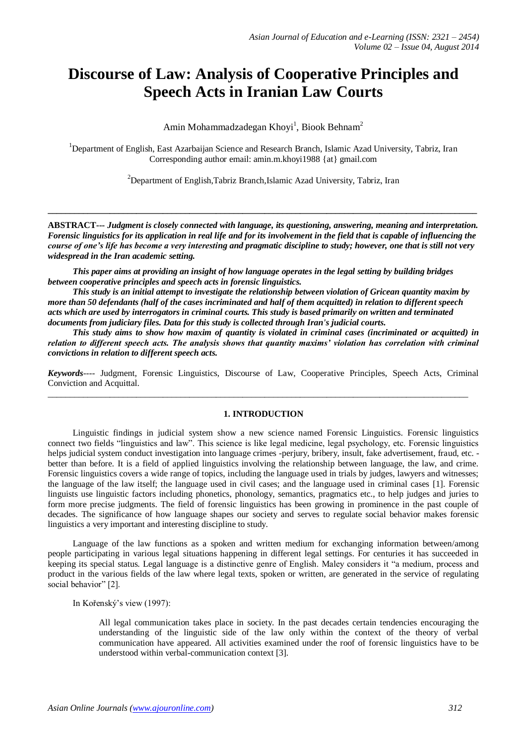# Discourse of Law: Analysis of Cooperative Principles and Speech Acts in Iranian Law Courts

Amin Mohammadzadegan Khoyi[1], Biook Behnam[2]

[1]Department of English, East Azarbaijan Science and Research Branch, Islamic Azad University, Tabriz, Iran
Corresponding author email: amin.m.khoyi1988 {at} gmail.com

[2]Department of English,Tabriz Branch,Islamic Azad University, Tabriz, Iran

---

**ABSTRACT---** ***Judgment is closely connected with language, its questioning, answering, meaning and interpretation. Forensic linguistics for its application in real life and for its involvement in the field that is capable of influencing the course of one's life has become a very interesting and pragmatic discipline to study; however, one that is still not very widespread in the Iran academic setting.***

***This paper aims at providing an insight of how language operates in the legal setting by building bridges between cooperative principles and speech acts in forensic linguistics.***

***This study is an initial attempt to investigate the relationship between violation of Gricean quantity maxim by more than 50 defendants (half of the cases incriminated and half of them acquitted) in relation to different speech acts which are used by interrogators in criminal courts. This study is based primarily on written and terminated documents from judiciary files. Data for this study is collected through Iran's judicial courts.***

***This study aims to show how maxim of quantity is violated in criminal cases (incriminated or acquitted) in relation to different speech acts. The analysis shows that quantity maxims' violation has correlation with criminal convictions in relation to different speech acts.***

***Keywords***---- Judgment, Forensic Linguistics, Discourse of Law, Cooperative Principles, Speech Acts, Criminal Conviction and Acquittal.

---

## 1. INTRODUCTION

Linguistic findings in judicial system show a new science named Forensic Linguistics. Forensic linguistics connect two fields "linguistics and law". This science is like legal medicine, legal psychology, etc. Forensic linguistics helps judicial system conduct investigation into language crimes -perjury, bribery, insult, fake advertisement, fraud, etc.- better than before. It is a field of applied linguistics involving the relationship between language, the law, and crime. Forensic linguistics covers a wide range of topics, including the language used in trials by judges, lawyers and witnesses; the language of the law itself; the language used in civil cases; and the language used in criminal cases [1]. Forensic linguists use linguistic factors including phonetics, phonology, semantics, pragmatics etc., to help judges and juries to form more precise judgments. The field of forensic linguistics has been growing in prominence in the past couple of decades. The significance of how language shapes our society and serves to regulate social behavior makes forensic linguistics a very important and interesting discipline to study.

Language of the law functions as a spoken and written medium for exchanging information between/among people participating in various legal situations happening in different legal settings. For centuries it has succeeded in keeping its special status. Legal language is a distinctive genre of English. Maley considers it "a medium, process and product in the various fields of the law where legal texts, spoken or written, are generated in the service of regulating social behavior" [2].

In Kořenský's view (1997):

> All legal communication takes place in society. In the past decades certain tendencies encouraging the understanding of the linguistic side of the law only within the context of the theory of verbal communication have appeared. All activities examined under the roof of forensic linguistics have to be understood within verbal-communication context [3].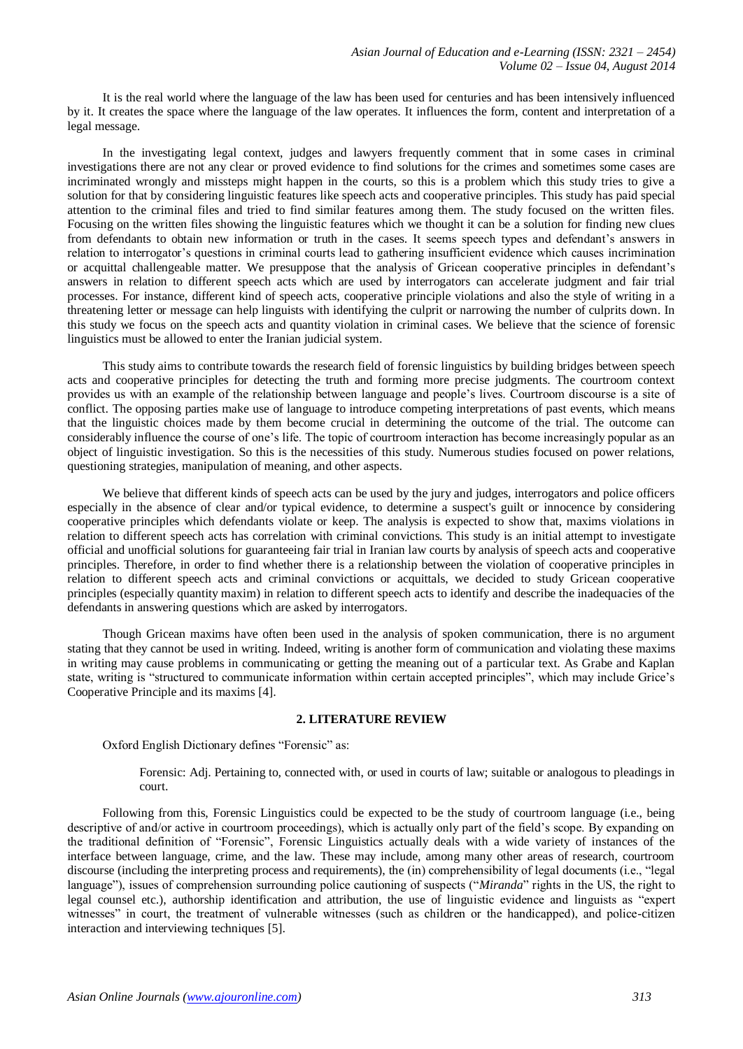It is the real world where the language of the law has been used for centuries and has been intensively influenced by it. It creates the space where the language of the law operates. It influences the form, content and interpretation of a legal message.

In the investigating legal context, judges and lawyers frequently comment that in some cases in criminal investigations there are not any clear or proved evidence to find solutions for the crimes and sometimes some cases are incriminated wrongly and missteps might happen in the courts, so this is a problem which this study tries to give a solution for that by considering linguistic features like speech acts and cooperative principles. This study has paid special attention to the criminal files and tried to find similar features among them. The study focused on the written files. Focusing on the written files showing the linguistic features which we thought it can be a solution for finding new clues from defendants to obtain new information or truth in the cases. It seems speech types and defendant's answers in relation to interrogator's questions in criminal courts lead to gathering insufficient evidence which causes incrimination or acquittal challengeable matter. We presuppose that the analysis of Gricean cooperative principles in defendant's answers in relation to different speech acts which are used by interrogators can accelerate judgment and fair trial processes. For instance, different kind of speech acts, cooperative principle violations and also the style of writing in a threatening letter or message can help linguists with identifying the culprit or narrowing the number of culprits down. In this study we focus on the speech acts and quantity violation in criminal cases. We believe that the science of forensic linguistics must be allowed to enter the Iranian judicial system.

This study aims to contribute towards the research field of forensic linguistics by building bridges between speech acts and cooperative principles for detecting the truth and forming more precise judgments. The courtroom context provides us with an example of the relationship between language and people's lives. Courtroom discourse is a site of conflict. The opposing parties make use of language to introduce competing interpretations of past events, which means that the linguistic choices made by them become crucial in determining the outcome of the trial. The outcome can considerably influence the course of one's life. The topic of courtroom interaction has become increasingly popular as an object of linguistic investigation. So this is the necessities of this study. Numerous studies focused on power relations, questioning strategies, manipulation of meaning, and other aspects.

We believe that different kinds of speech acts can be used by the jury and judges, interrogators and police officers especially in the absence of clear and/or typical evidence, to determine a suspect's guilt or innocence by considering cooperative principles which defendants violate or keep. The analysis is expected to show that, maxims violations in relation to different speech acts has correlation with criminal convictions. This study is an initial attempt to investigate official and unofficial solutions for guaranteeing fair trial in Iranian law courts by analysis of speech acts and cooperative principles. Therefore, in order to find whether there is a relationship between the violation of cooperative principles in relation to different speech acts and criminal convictions or acquittals, we decided to study Gricean cooperative principles (especially quantity maxim) in relation to different speech acts to identify and describe the inadequacies of the defendants in answering questions which are asked by interrogators.

Though Gricean maxims have often been used in the analysis of spoken communication, there is no argument stating that they cannot be used in writing. Indeed, writing is another form of communication and violating these maxims in writing may cause problems in communicating or getting the meaning out of a particular text. As Grabe and Kaplan state, writing is "structured to communicate information within certain accepted principles", which may include Grice's Cooperative Principle and its maxims [4].

## 2. LITERATURE REVIEW

Oxford English Dictionary defines "Forensic" as:

> Forensic: Adj. Pertaining to, connected with, or used in courts of law; suitable or analogous to pleadings in court.

Following from this, Forensic Linguistics could be expected to be the study of courtroom language (i.e., being descriptive of and/or active in courtroom proceedings), which is actually only part of the field's scope. By expanding on the traditional definition of "Forensic", Forensic Linguistics actually deals with a wide variety of instances of the interface between language, crime, and the law. These may include, among many other areas of research, courtroom discourse (including the interpreting process and requirements), the (in) comprehensibility of legal documents (i.e., "legal language"), issues of comprehension surrounding police cautioning of suspects ("*Miranda*" rights in the US, the right to legal counsel etc.), authorship identification and attribution, the use of linguistic evidence and linguists as "expert witnesses" in court, the treatment of vulnerable witnesses (such as children or the handicapped), and police-citizen interaction and interviewing techniques [5].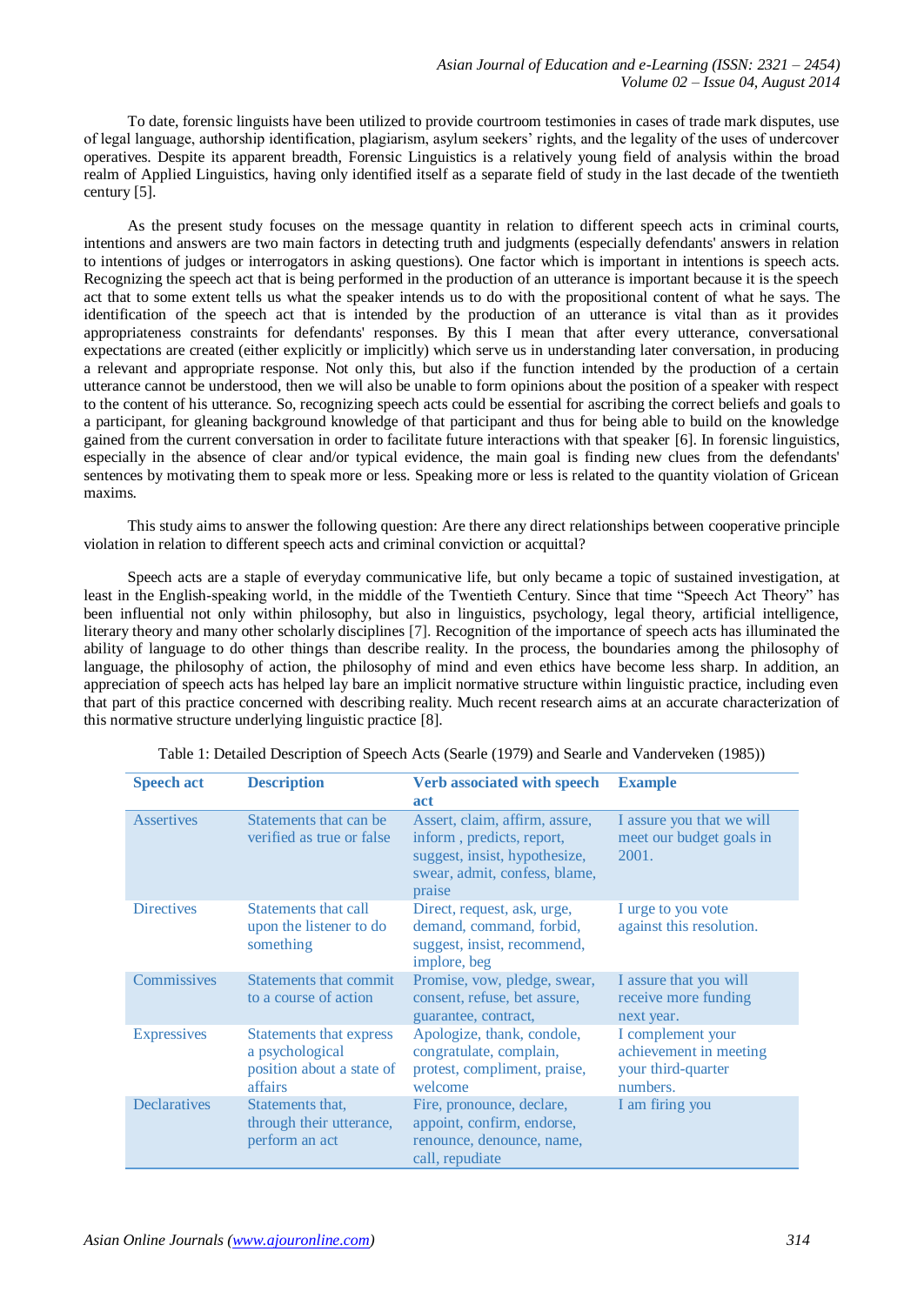To date, forensic linguists have been utilized to provide courtroom testimonies in cases of trade mark disputes, use of legal language, authorship identification, plagiarism, asylum seekers' rights, and the legality of the uses of undercover operatives. Despite its apparent breadth, Forensic Linguistics is a relatively young field of analysis within the broad realm of Applied Linguistics, having only identified itself as a separate field of study in the last decade of the twentieth century [5].

As the present study focuses on the message quantity in relation to different speech acts in criminal courts, intentions and answers are two main factors in detecting truth and judgments (especially defendants' answers in relation to intentions of judges or interrogators in asking questions). One factor which is important in intentions is speech acts. Recognizing the speech act that is being performed in the production of an utterance is important because it is the speech act that to some extent tells us what the speaker intends us to do with the propositional content of what he says. The identification of the speech act that is intended by the production of an utterance is vital than as it provides appropriateness constraints for defendants' responses. By this I mean that after every utterance, conversational expectations are created (either explicitly or implicitly) which serve us in understanding later conversation, in producing a relevant and appropriate response. Not only this, but also if the function intended by the production of a certain utterance cannot be understood, then we will also be unable to form opinions about the position of a speaker with respect to the content of his utterance. So, recognizing speech acts could be essential for ascribing the correct beliefs and goals to a participant, for gleaning background knowledge of that participant and thus for being able to build on the knowledge gained from the current conversation in order to facilitate future interactions with that speaker [6]. In forensic linguistics, especially in the absence of clear and/or typical evidence, the main goal is finding new clues from the defendants' sentences by motivating them to speak more or less. Speaking more or less is related to the quantity violation of Gricean maxims.

This study aims to answer the following question: Are there any direct relationships between cooperative principle violation in relation to different speech acts and criminal conviction or acquittal?

Speech acts are a staple of everyday communicative life, but only became a topic of sustained investigation, at least in the English-speaking world, in the middle of the Twentieth Century. Since that time "Speech Act Theory" has been influential not only within philosophy, but also in linguistics, psychology, legal theory, artificial intelligence, literary theory and many other scholarly disciplines [7]. Recognition of the importance of speech acts has illuminated the ability of language to do other things than describe reality. In the process, the boundaries among the philosophy of language, the philosophy of action, the philosophy of mind and even ethics have become less sharp. In addition, an appreciation of speech acts has helped lay bare an implicit normative structure within linguistic practice, including even that part of this practice concerned with describing reality. Much recent research aims at an accurate characterization of this normative structure underlying linguistic practice [8].

Table 1: Detailed Description of Speech Acts (Searle (1979) and Searle and Vanderveken (1985))

| Speech act | Description | Verb associated with speech act | Example |
|---|---|---|---|
| Assertives | Statements that can be verified as true or false | Assert, claim, affirm, assure, inform , predicts, report, suggest, insist, hypothesize, swear, admit, confess, blame, praise | I assure you that we will meet our budget goals in 2001. |
| Directives | Statements that call upon the listener to do something | Direct, request, ask, urge, demand, command, forbid, suggest, insist, recommend, implore, beg | I urge to you vote against this resolution. |
| Commissives | Statements that commit to a course of action | Promise, vow, pledge, swear, consent, refuse, bet assure, guarantee, contract, | I assure that you will receive more funding next year. |
| Expressives | Statements that express a psychological position about a state of affairs | Apologize, thank, condole, congratulate, complain, protest, compliment, praise, welcome | I complement your achievement in meeting your third-quarter numbers. |
| Declaratives | Statements that, through their utterance, perform an act | Fire, pronounce, declare, appoint, confirm, endorse, renounce, denounce, name, call, repudiate | I am firing you |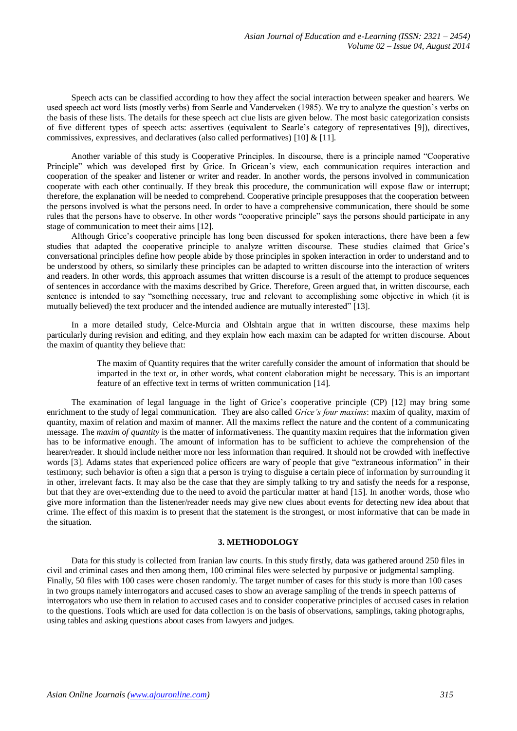Speech acts can be classified according to how they affect the social interaction between speaker and hearers. We used speech act word lists (mostly verbs) from Searle and Vanderveken (1985). We try to analyze the question's verbs on the basis of these lists. The details for these speech act clue lists are given below. The most basic categorization consists of five different types of speech acts: assertives (equivalent to Searle's category of representatives [9]), directives, commissives, expressives, and declaratives (also called performatives) [10] & [11].

Another variable of this study is Cooperative Principles. In discourse, there is a principle named "Cooperative Principle" which was developed first by Grice. In Gricean's view, each communication requires interaction and cooperation of the speaker and listener or writer and reader. In another words, the persons involved in communication cooperate with each other continually. If they break this procedure, the communication will expose flaw or interrupt; therefore, the explanation will be needed to comprehend. Cooperative principle presupposes that the cooperation between the persons involved is what the persons need. In order to have a comprehensive communication, there should be some rules that the persons have to observe. In other words "cooperative principle" says the persons should participate in any stage of communication to meet their aims [12].

Although Grice's cooperative principle has long been discussed for spoken interactions, there have been a few studies that adapted the cooperative principle to analyze written discourse. These studies claimed that Grice's conversational principles define how people abide by those principles in spoken interaction in order to understand and to be understood by others, so similarly these principles can be adapted to written discourse into the interaction of writers and readers. In other words, this approach assumes that written discourse is a result of the attempt to produce sequences of sentences in accordance with the maxims described by Grice. Therefore, Green argued that, in written discourse, each sentence is intended to say "something necessary, true and relevant to accomplishing some objective in which (it is mutually believed) the text producer and the intended audience are mutually interested" [13].

In a more detailed study, Celce-Murcia and Olshtain argue that in written discourse, these maxims help particularly during revision and editing, and they explain how each maxim can be adapted for written discourse. About the maxim of quantity they believe that:

> The maxim of Quantity requires that the writer carefully consider the amount of information that should be imparted in the text or, in other words, what content elaboration might be necessary. This is an important feature of an effective text in terms of written communication [14].

The examination of legal language in the light of Grice's cooperative principle (CP) [12] may bring some enrichment to the study of legal communication. They are also called *Grice's four maxims*: maxim of quality, maxim of quantity, maxim of relation and maxim of manner. All the maxims reflect the nature and the content of a communicating message. The *maxim of quantity* is the matter of informativeness. The quantity maxim requires that the information given has to be informative enough. The amount of information has to be sufficient to achieve the comprehension of the hearer/reader. It should include neither more nor less information than required. It should not be crowded with ineffective words [3]. Adams states that experienced police officers are wary of people that give "extraneous information" in their testimony; such behavior is often a sign that a person is trying to disguise a certain piece of information by surrounding it in other, irrelevant facts. It may also be the case that they are simply talking to try and satisfy the needs for a response, but that they are over-extending due to the need to avoid the particular matter at hand [15]. In another words, those who give more information than the listener/reader needs may give new clues about events for detecting new idea about that crime. The effect of this maxim is to present that the statement is the strongest, or most informative that can be made in the situation.

## 3. METHODOLOGY

Data for this study is collected from Iranian law courts. In this study firstly, data was gathered around 250 files in civil and criminal cases and then among them, 100 criminal files were selected by purposive or judgmental sampling. Finally, 50 files with 100 cases were chosen randomly. The target number of cases for this study is more than 100 cases in two groups namely interrogators and accused cases to show an average sampling of the trends in speech patterns of interrogators who use them in relation to accused cases and to consider cooperative principles of accused cases in relation to the questions. Tools which are used for data collection is on the basis of observations, samplings, taking photographs, using tables and asking questions about cases from lawyers and judges.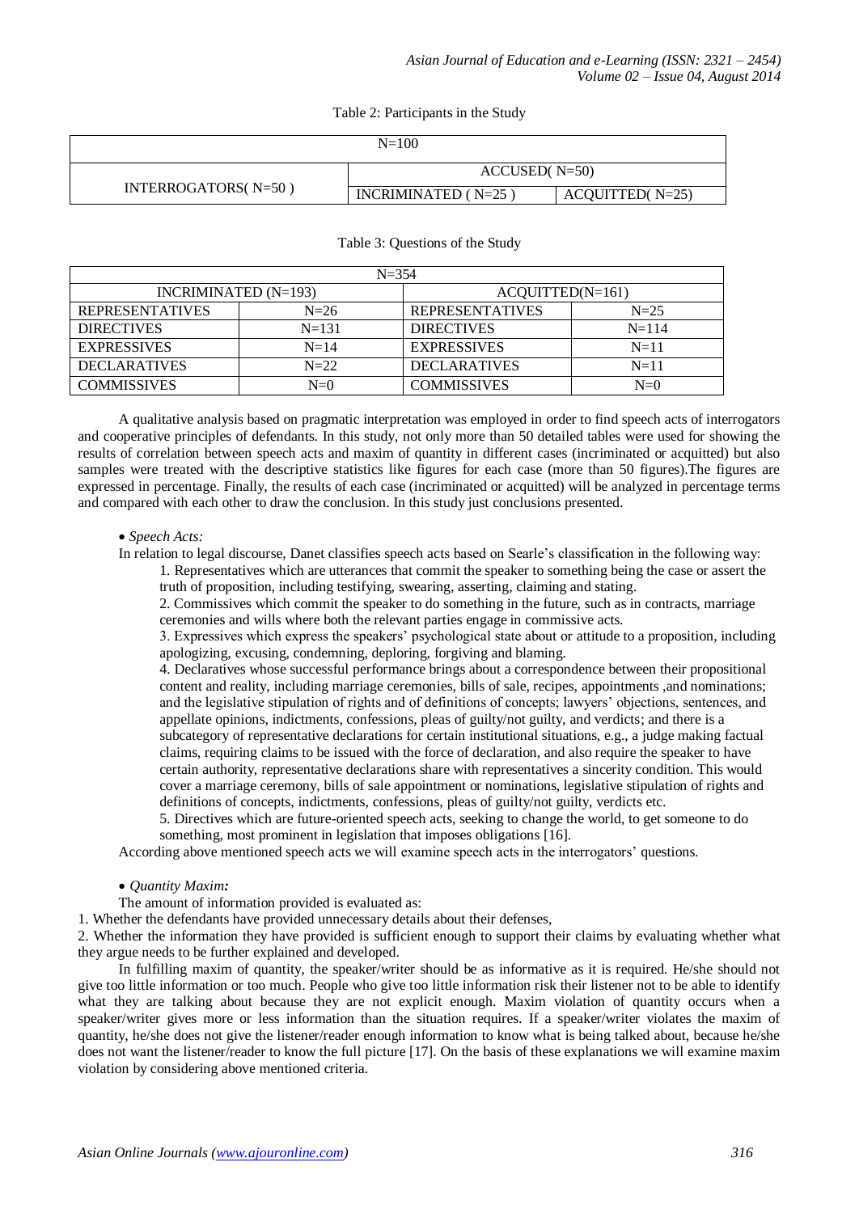Table 2: Participants in the Study

| N=100 | | |
|---|---|---|
| INTERROGATORS( N=50 ) | ACCUSED( N=50) | |
| | INCRIMINATED ( N=25 ) | ACQUITTED( N=25) |

Table 3: Questions of the Study

| N=354 | | | |
|---|---|---|---|
| INCRIMINATED (N=193) | | ACQUITTED(N=161) | |
| REPRESENTATIVES | N=26 | REPRESENTATIVES | N=25 |
| DIRECTIVES | N=131 | DIRECTIVES | N=114 |
| EXPRESSIVES | N=14 | EXPRESSIVES | N=11 |
| DECLARATIVES | N=22 | DECLARATIVES | N=11 |
| COMMISSIVES | N=0 | COMMISSIVES | N=0 |

A qualitative analysis based on pragmatic interpretation was employed in order to find speech acts of interrogators and cooperative principles of defendants. In this study, not only more than 50 detailed tables were used for showing the results of correlation between speech acts and maxim of quantity in different cases (incriminated or acquitted) but also samples were treated with the descriptive statistics like figures for each case (more than 50 figures).The figures are expressed in percentage. Finally, the results of each case (incriminated or acquitted) will be analyzed in percentage terms and compared with each other to draw the conclusion. In this study just conclusions presented.

- *Speech Acts:*

In relation to legal discourse, Danet classifies speech acts based on Searle's classification in the following way:

1. Representatives which are utterances that commit the speaker to something being the case or assert the truth of proposition, including testifying, swearing, asserting, claiming and stating.
2. Commissives which commit the speaker to do something in the future, such as in contracts, marriage ceremonies and wills where both the relevant parties engage in commissive acts.
3. Expressives which express the speakers' psychological state about or attitude to a proposition, including apologizing, excusing, condemning, deploring, forgiving and blaming.
4. Declaratives whose successful performance brings about a correspondence between their propositional content and reality, including marriage ceremonies, bills of sale, recipes, appointments ,and nominations; and the legislative stipulation of rights and of definitions of concepts; lawyers' objections, sentences, and appellate opinions, indictments, confessions, pleas of guilty/not guilty, and verdicts; and there is a subcategory of representative declarations for certain institutional situations, e.g., a judge making factual claims, requiring claims to be issued with the force of declaration, and also require the speaker to have certain authority, representative declarations share with representatives a sincerity condition. This would cover a marriage ceremony, bills of sale appointment or nominations, legislative stipulation of rights and definitions of concepts, indictments, confessions, pleas of guilty/not guilty, verdicts etc.
5. Directives which are future-oriented speech acts, seeking to change the world, to get someone to do something, most prominent in legislation that imposes obligations [16].

According above mentioned speech acts we will examine speech acts in the interrogators' questions.

- *Quantity Maxim:*

The amount of information provided is evaluated as:

1. Whether the defendants have provided unnecessary details about their defenses,
2. Whether the information they have provided is sufficient enough to support their claims by evaluating whether what they argue needs to be further explained and developed.

In fulfilling maxim of quantity, the speaker/writer should be as informative as it is required. He/she should not give too little information or too much. People who give too little information risk their listener not to be able to identify what they are talking about because they are not explicit enough. Maxim violation of quantity occurs when a speaker/writer gives more or less information than the situation requires. If a speaker/writer violates the maxim of quantity, he/she does not give the listener/reader enough information to know what is being talked about, because he/she does not want the listener/reader to know the full picture [17]. On the basis of these explanations we will examine maxim violation by considering above mentioned criteria.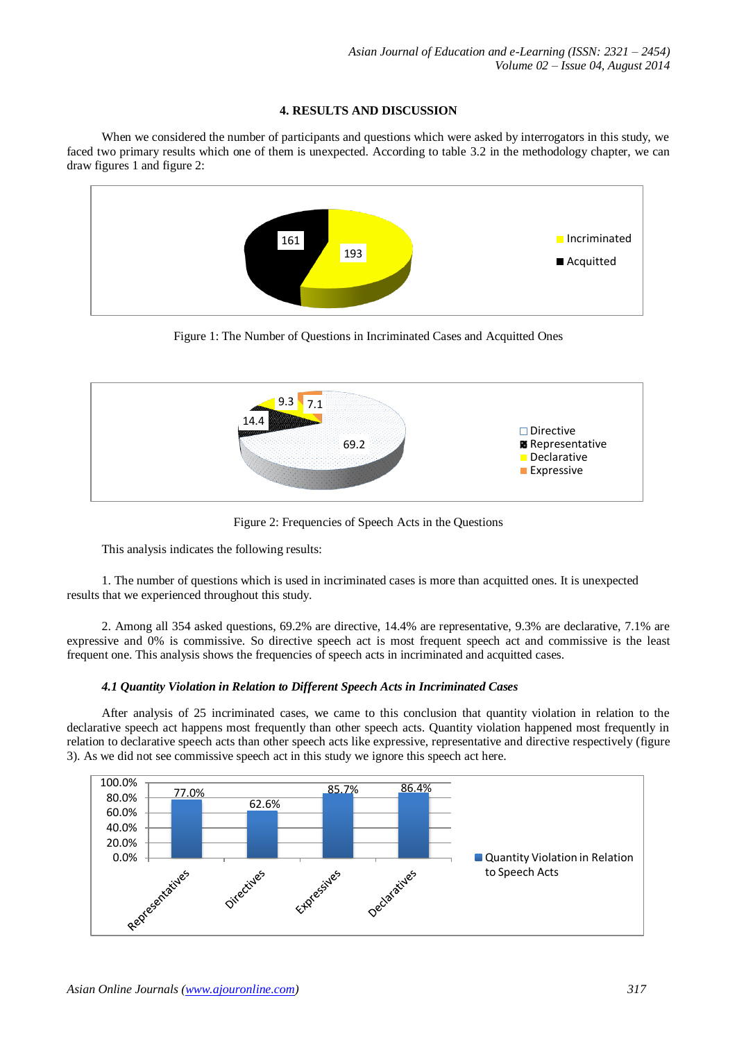## 4. RESULTS AND DISCUSSION

When we considered the number of participants and questions which were asked by interrogators in this study, we faced two primary results which one of them is unexpected. According to table 3.2 in the methodology chapter, we can draw figures 1 and figure 2:

Figure 1: The Number of Questions in Incriminated Cases and Acquitted Ones

Figure 2: Frequencies of Speech Acts in the Questions

This analysis indicates the following results:

1. The number of questions which is used in incriminated cases is more than acquitted ones. It is unexpected results that we experienced throughout this study.

2. Among all 354 asked questions, 69.2% are directive, 14.4% are representative, 9.3% are declarative, 7.1% are expressive and 0% is commissive. So directive speech act is most frequent speech act and commissive is the least frequent one. This analysis shows the frequencies of speech acts in incriminated and acquitted cases.

### *4.1 Quantity Violation in Relation to Different Speech Acts in Incriminated Cases*

After analysis of 25 incriminated cases, we came to this conclusion that quantity violation in relation to the declarative speech act happens most frequently than other speech acts. Quantity violation happened most frequently in relation to declarative speech acts than other speech acts like expressive, representative and directive respectively (figure 3). As we did not see commissive speech act in this study we ignore this speech act here.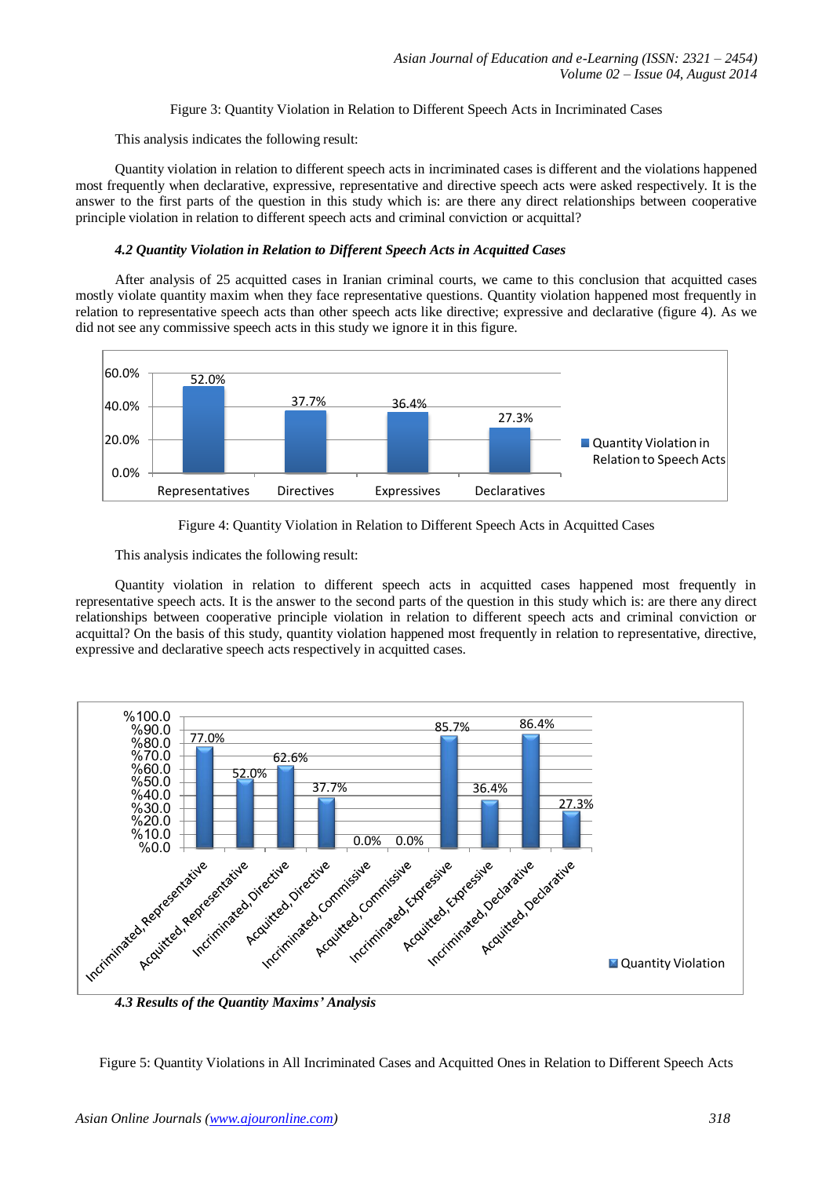Figure 3: Quantity Violation in Relation to Different Speech Acts in Incriminated Cases

This analysis indicates the following result:

Quantity violation in relation to different speech acts in incriminated cases is different and the violations happened most frequently when declarative, expressive, representative and directive speech acts were asked respectively. It is the answer to the first parts of the question in this study which is: are there any direct relationships between cooperative principle violation in relation to different speech acts and criminal conviction or acquittal?

### *4.2 Quantity Violation in Relation to Different Speech Acts in Acquitted Cases*

After analysis of 25 acquitted cases in Iranian criminal courts, we came to this conclusion that acquitted cases mostly violate quantity maxim when they face representative questions. Quantity violation happened most frequently in relation to representative speech acts than other speech acts like directive; expressive and declarative (figure 4). As we did not see any commissive speech acts in this study we ignore it in this figure.

Figure 4: Quantity Violation in Relation to Different Speech Acts in Acquitted Cases

This analysis indicates the following result:

Quantity violation in relation to different speech acts in acquitted cases happened most frequently in representative speech acts. It is the answer to the second parts of the question in this study which is: are there any direct relationships between cooperative principle violation in relation to different speech acts and criminal conviction or acquittal? On the basis of this study, quantity violation happened most frequently in relation to representative, directive, expressive and declarative speech acts respectively in acquitted cases.

### *4.3 Results of the Quantity Maxims' Analysis*

Figure 5: Quantity Violations in All Incriminated Cases and Acquitted Ones in Relation to Different Speech Acts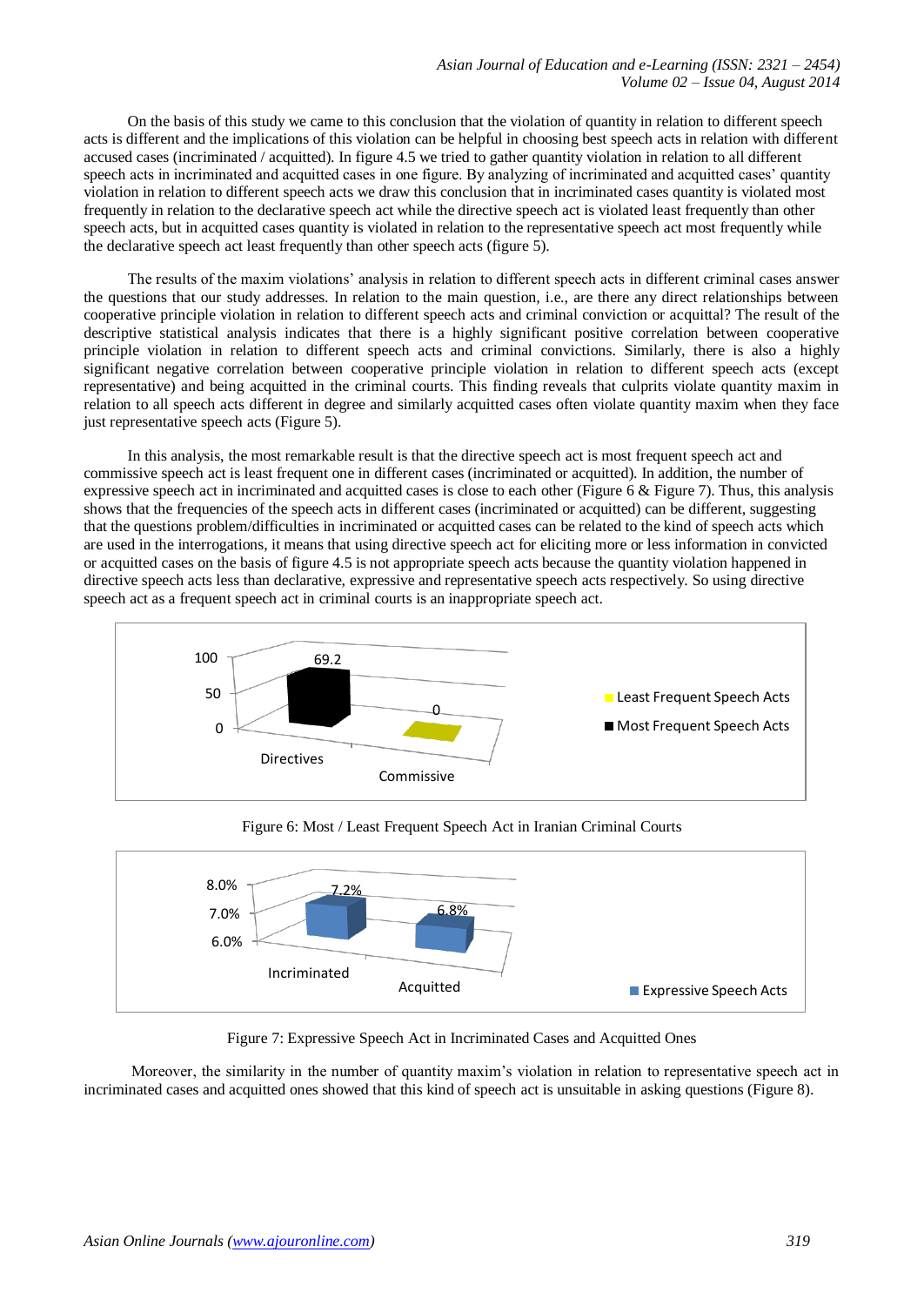On the basis of this study we came to this conclusion that the violation of quantity in relation to different speech acts is different and the implications of this violation can be helpful in choosing best speech acts in relation with different accused cases (incriminated / acquitted). In figure 4.5 we tried to gather quantity violation in relation to all different speech acts in incriminated and acquitted cases in one figure. By analyzing of incriminated and acquitted cases' quantity violation in relation to different speech acts we draw this conclusion that in incriminated cases quantity is violated most frequently in relation to the declarative speech act while the directive speech act is violated least frequently than other speech acts, but in acquitted cases quantity is violated in relation to the representative speech act most frequently while the declarative speech act least frequently than other speech acts (figure 5).

The results of the maxim violations' analysis in relation to different speech acts in different criminal cases answer the questions that our study addresses. In relation to the main question, i.e., are there any direct relationships between cooperative principle violation in relation to different speech acts and criminal conviction or acquittal? The result of the descriptive statistical analysis indicates that there is a highly significant positive correlation between cooperative principle violation in relation to different speech acts and criminal convictions. Similarly, there is also a highly significant negative correlation between cooperative principle violation in relation to different speech acts (except representative) and being acquitted in the criminal courts. This finding reveals that culprits violate quantity maxim in relation to all speech acts different in degree and similarly acquitted cases often violate quantity maxim when they face just representative speech acts (Figure 5).

In this analysis, the most remarkable result is that the directive speech act is most frequent speech act and commissive speech act is least frequent one in different cases (incriminated or acquitted). In addition, the number of expressive speech act in incriminated and acquitted cases is close to each other (Figure 6 & Figure 7). Thus, this analysis shows that the frequencies of the speech acts in different cases (incriminated or acquitted) can be different, suggesting that the questions problem/difficulties in incriminated or acquitted cases can be related to the kind of speech acts which are used in the interrogations, it means that using directive speech act for eliciting more or less information in convicted or acquitted cases on the basis of figure 4.5 is not appropriate speech acts because the quantity violation happened in directive speech acts less than declarative, expressive and representative speech acts respectively. So using directive speech act as a frequent speech act in criminal courts is an inappropriate speech act.

| | Most Frequent Speech Acts | Least Frequent Speech Acts |
|---|---|---|
| Directives | 69.2 | |
| Commissive | | 0 |

Figure 6: Most / Least Frequent Speech Act in Iranian Criminal Courts

| | Expressive Speech Acts |
|---|---|
| Incriminated | 7.2% |
| Acquitted | 6.8% |

Figure 7: Expressive Speech Act in Incriminated Cases and Acquitted Ones

Moreover, the similarity in the number of quantity maxim's violation in relation to representative speech act in incriminated cases and acquitted ones showed that this kind of speech act is unsuitable in asking questions (Figure 8).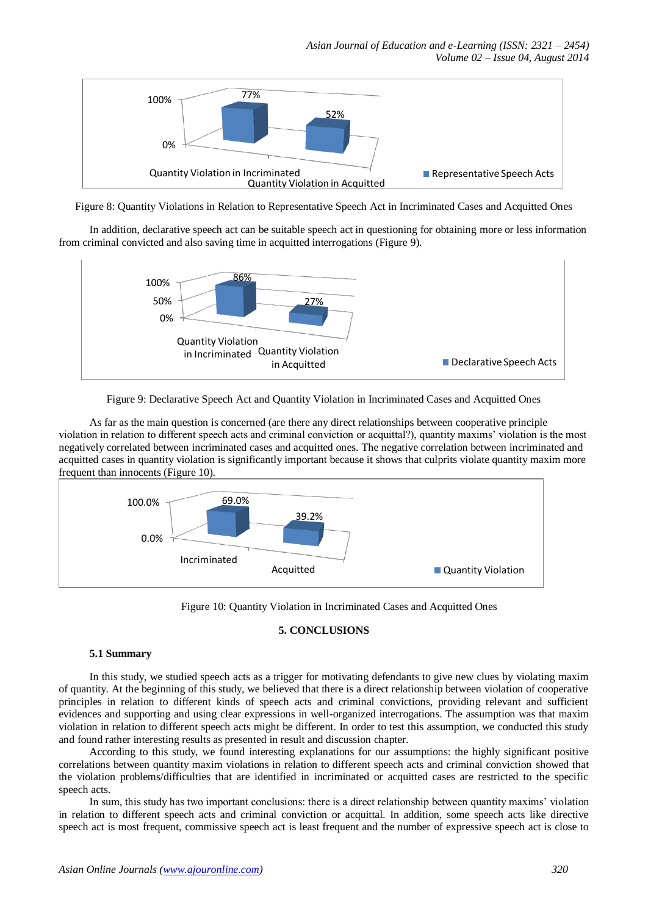Figure 8: Quantity Violations in Relation to Representative Speech Act in Incriminated Cases and Acquitted Ones

In addition, declarative speech act can be suitable speech act in questioning for obtaining more or less information from criminal convicted and also saving time in acquitted interrogations (Figure 9).

Figure 9: Declarative Speech Act and Quantity Violation in Incriminated Cases and Acquitted Ones

As far as the main question is concerned (are there any direct relationships between cooperative principle violation in relation to different speech acts and criminal conviction or acquittal?), quantity maxims' violation is the most negatively correlated between incriminated cases and acquitted ones. The negative correlation between incriminated and acquitted cases in quantity violation is significantly important because it shows that culprits violate quantity maxim more frequent than innocents (Figure 10).

Figure 10: Quantity Violation in Incriminated Cases and Acquitted Ones

# 5. CONCLUSIONS

## 5.1 Summary

In this study, we studied speech acts as a trigger for motivating defendants to give new clues by violating maxim of quantity. At the beginning of this study, we believed that there is a direct relationship between violation of cooperative principles in relation to different kinds of speech acts and criminal convictions, providing relevant and sufficient evidences and supporting and using clear expressions in well-organized interrogations. The assumption was that maxim violation in relation to different speech acts might be different. In order to test this assumption, we conducted this study and found rather interesting results as presented in result and discussion chapter.

According to this study, we found interesting explanations for our assumptions: the highly significant positive correlations between quantity maxim violations in relation to different speech acts and criminal conviction showed that the violation problems/difficulties that are identified in incriminated or acquitted cases are restricted to the specific speech acts.

In sum, this study has two important conclusions: there is a direct relationship between quantity maxims' violation in relation to different speech acts and criminal conviction or acquittal. In addition, some speech acts like directive speech act is most frequent, commissive speech act is least frequent and the number of expressive speech act is close to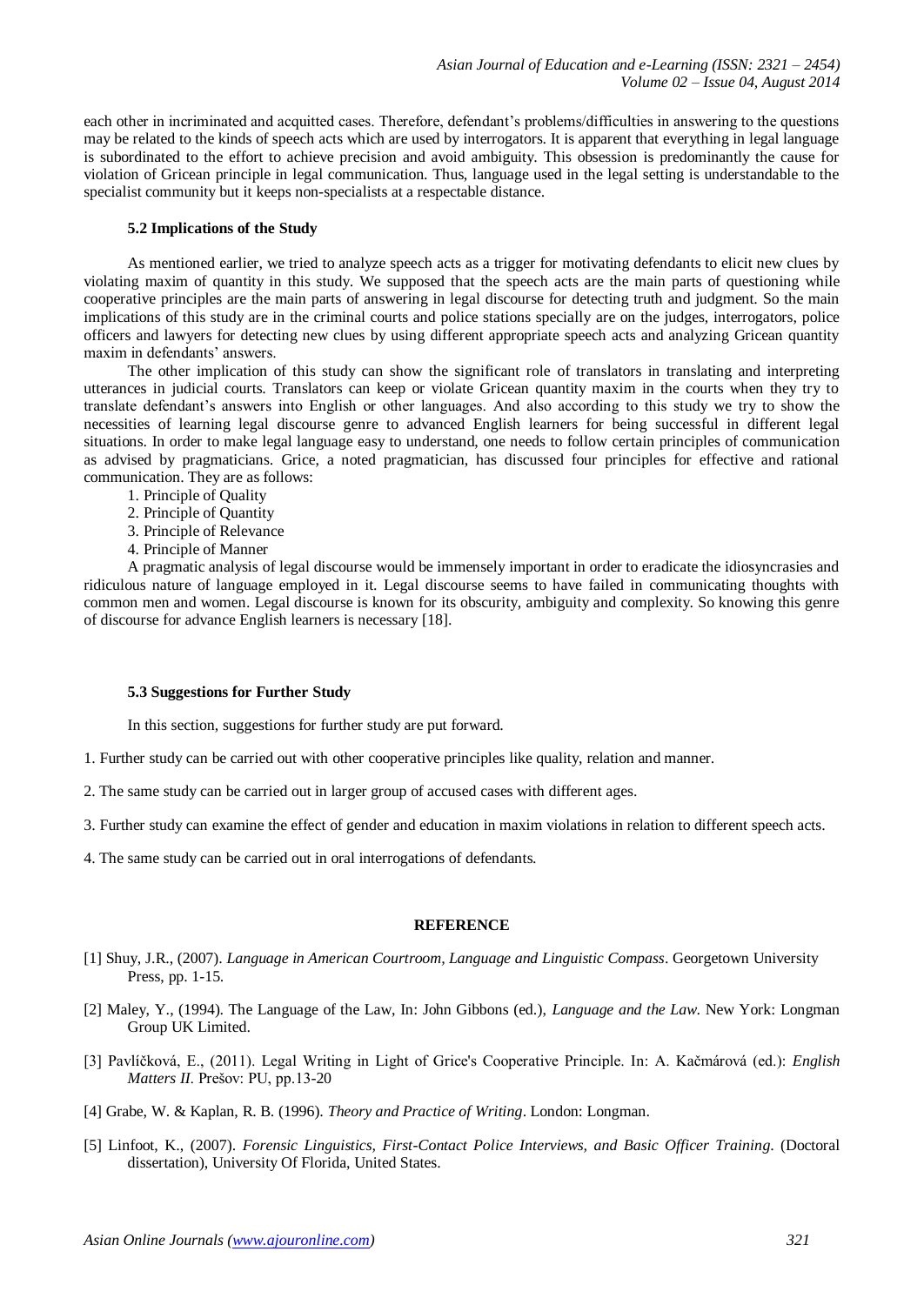each other in incriminated and acquitted cases. Therefore, defendant's problems/difficulties in answering to the questions may be related to the kinds of speech acts which are used by interrogators. It is apparent that everything in legal language is subordinated to the effort to achieve precision and avoid ambiguity. This obsession is predominantly the cause for violation of Gricean principle in legal communication. Thus, language used in the legal setting is understandable to the specialist community but it keeps non-specialists at a respectable distance.

### 5.2 Implications of the Study

As mentioned earlier, we tried to analyze speech acts as a trigger for motivating defendants to elicit new clues by violating maxim of quantity in this study. We supposed that the speech acts are the main parts of questioning while cooperative principles are the main parts of answering in legal discourse for detecting truth and judgment. So the main implications of this study are in the criminal courts and police stations specially are on the judges, interrogators, police officers and lawyers for detecting new clues by using different appropriate speech acts and analyzing Gricean quantity maxim in defendants' answers.

The other implication of this study can show the significant role of translators in translating and interpreting utterances in judicial courts. Translators can keep or violate Gricean quantity maxim in the courts when they try to translate defendant's answers into English or other languages. And also according to this study we try to show the necessities of learning legal discourse genre to advanced English learners for being successful in different legal situations. In order to make legal language easy to understand, one needs to follow certain principles of communication as advised by pragmaticians. Grice, a noted pragmatician, has discussed four principles for effective and rational communication. They are as follows:

1. Principle of Quality
2. Principle of Quantity
3. Principle of Relevance
4. Principle of Manner

A pragmatic analysis of legal discourse would be immensely important in order to eradicate the idiosyncrasies and ridiculous nature of language employed in it. Legal discourse seems to have failed in communicating thoughts with common men and women. Legal discourse is known for its obscurity, ambiguity and complexity. So knowing this genre of discourse for advance English learners is necessary [18].

### 5.3 Suggestions for Further Study

In this section, suggestions for further study are put forward.

1. Further study can be carried out with other cooperative principles like quality, relation and manner.

2. The same study can be carried out in larger group of accused cases with different ages.

3. Further study can examine the effect of gender and education in maxim violations in relation to different speech acts.

4. The same study can be carried out in oral interrogations of defendants.

## REFERENCE

[1] Shuy, J.R., (2007). *Language in American Courtroom, Language and Linguistic Compass*. Georgetown University Press, pp. 1-15.

[2] Maley, Y., (1994). The Language of the Law, In: John Gibbons (ed.), *Language and the Law*. New York: Longman Group UK Limited.

[3] Pavlíčková, E., (2011). Legal Writing in Light of Grice's Cooperative Principle. In: A. Kačmárová (ed.): *English Matters II*. Prešov: PU, pp.13-20

[4] Grabe, W. & Kaplan, R. B. (1996). *Theory and Practice of Writing*. London: Longman.

[5] Linfoot, K., (2007). *Forensic Linguistics, First-Contact Police Interviews, and Basic Officer Training*. (Doctoral dissertation), University Of Florida, United States.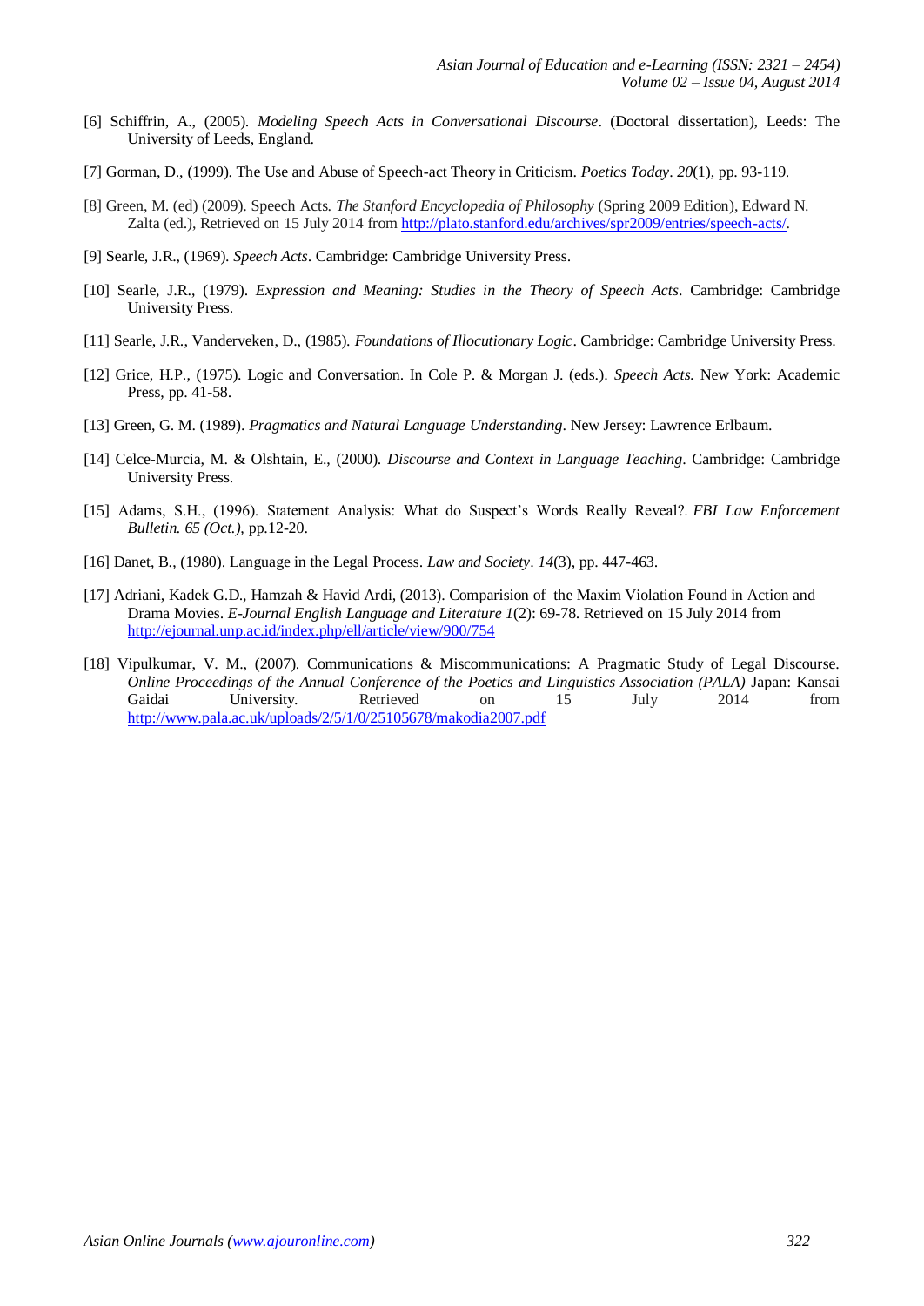[6] Schiffrin, A., (2005). *Modeling Speech Acts in Conversational Discourse*. (Doctoral dissertation), Leeds: The University of Leeds, England.

[7] Gorman, D., (1999). The Use and Abuse of Speech-act Theory in Criticism. *Poetics Today*. *20*(1), pp. 93-119.

[8] Green, M. (ed) (2009). Speech Acts. *The Stanford Encyclopedia of Philosophy* (Spring 2009 Edition), Edward N. Zalta (ed.), Retrieved on 15 July 2014 from http://plato.stanford.edu/archives/spr2009/entries/speech-acts/.

[9] Searle, J.R., (1969). *Speech Acts*. Cambridge: Cambridge University Press.

[10] Searle, J.R., (1979). *Expression and Meaning: Studies in the Theory of Speech Acts*. Cambridge: Cambridge University Press.

[11] Searle, J.R., Vanderveken, D., (1985). *Foundations of Illocutionary Logic*. Cambridge: Cambridge University Press.

[12] Grice, H.P., (1975). Logic and Conversation. In Cole P. & Morgan J. (eds.). *Speech Acts.* New York: Academic Press, pp. 41-58.

[13] Green, G. M. (1989). *Pragmatics and Natural Language Understanding*. New Jersey: Lawrence Erlbaum.

[14] Celce-Murcia, M. & Olshtain, E., (2000). *Discourse and Context in Language Teaching*. Cambridge: Cambridge University Press.

[15] Adams, S.H., (1996). Statement Analysis: What do Suspect's Words Really Reveal?. *FBI Law Enforcement Bulletin. 65 (Oct.),* pp.12-20.

[16] Danet, B., (1980). Language in the Legal Process. *Law and Society*. *14*(3), pp. 447-463.

[17] Adriani, Kadek G.D., Hamzah & Havid Ardi, (2013). Comparision of the Maxim Violation Found in Action and Drama Movies. *E-Journal English Language and Literature 1*(2): 69-78. Retrieved on 15 July 2014 from http://ejournal.unp.ac.id/index.php/ell/article/view/900/754

[18] Vipulkumar, V. M., (2007). Communications & Miscommunications: A Pragmatic Study of Legal Discourse. *Online Proceedings of the Annual Conference of the Poetics and Linguistics Association (PALA)* Japan: Kansai Gaidai University. Retrieved on 15 July 2014 from http://www.pala.ac.uk/uploads/2/5/1/0/25105678/makodia2007.pdf